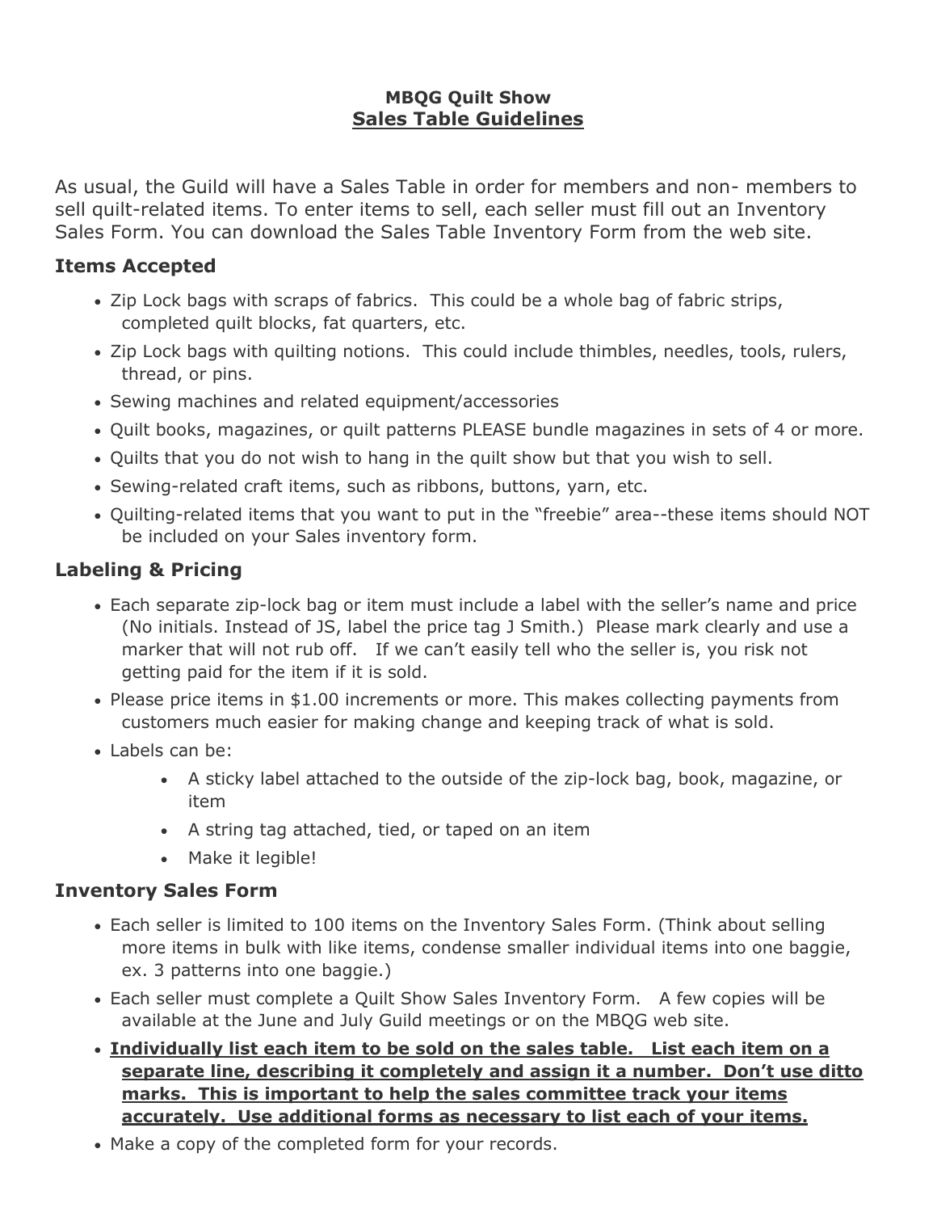**MBQG Quilt Show**

# Sales Table Guidelines

As usual, the Guild will have a Sales Table in order for members and non- members to sell quilt-related items. To enter items to sell, each seller must fill out an Inventory Sales Form. You can download the Sales Table Inventory Form from the web site.

## Items Accepted

- Zip Lock bags with scraps of fabrics. This could be a whole bag of fabric strips, completed quilt blocks, fat quarters, etc.
- Zip Lock bags with quilting notions. This could include thimbles, needles, tools, rulers, thread, or pins.
- Sewing machines and related equipment/accessories
- Quilt books, magazines, or quilt patterns PLEASE bundle magazines in sets of 4 or more.
- Quilts that you do not wish to hang in the quilt show but that you wish to sell.
- Sewing-related craft items, such as ribbons, buttons, yarn, etc.
- Quilting-related items that you want to put in the "freebie" area--these items should NOT be included on your Sales inventory form.

## Labeling & Pricing

- Each separate zip-lock bag or item must include a label with the seller's name and price (No initials. Instead of JS, label the price tag J Smith.) Please mark clearly and use a marker that will not rub off. If we can't easily tell who the seller is, you risk not getting paid for the item if it is sold.
- Please price items in $1.00 increments or more. This makes collecting payments from customers much easier for making change and keeping track of what is sold.
- Labels can be:
  - A sticky label attached to the outside of the zip-lock bag, book, magazine, or item
  - A string tag attached, tied, or taped on an item
  - Make it legible!

## Inventory Sales Form

- Each seller is limited to 100 items on the Inventory Sales Form. (Think about selling more items in bulk with like items, condense smaller individual items into one baggie, ex. 3 patterns into one baggie.)
- Each seller must complete a Quilt Show Sales Inventory Form. A few copies will be available at the June and July Guild meetings or on the MBQG web site.
- **<u>Individually list each item to be sold on the sales table. List each item on a separate line, describing it completely and assign it a number. Don't use ditto marks. This is important to help the sales committee track your items accurately. Use additional forms as necessary to list each of your items.</u>**
- Make a copy of the completed form for your records.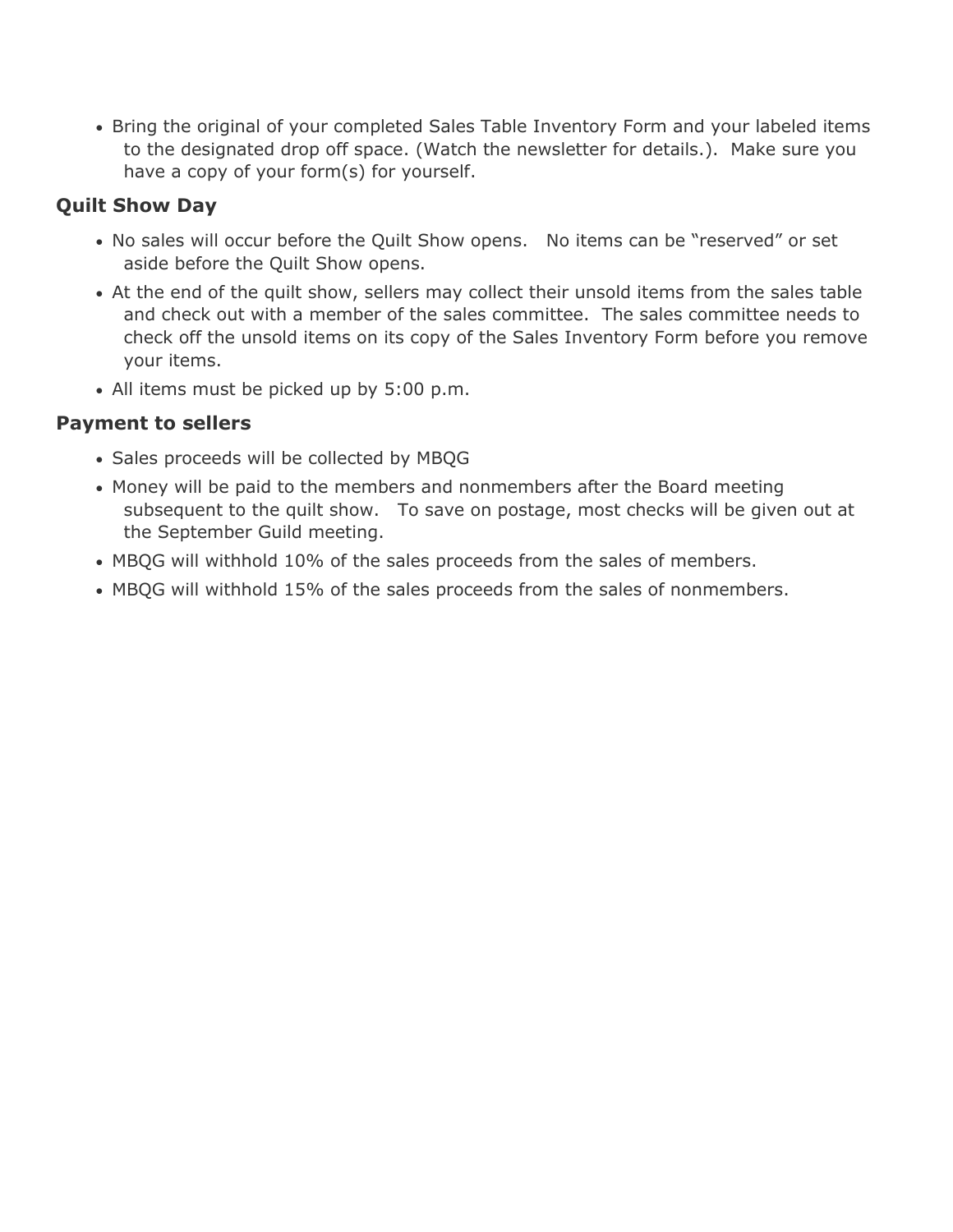- Bring the original of your completed Sales Table Inventory Form and your labeled items to the designated drop off space. (Watch the newsletter for details.). Make sure you have a copy of your form(s) for yourself.

## Quilt Show Day

- No sales will occur before the Quilt Show opens. No items can be "reserved" or set aside before the Quilt Show opens.
- At the end of the quilt show, sellers may collect their unsold items from the sales table and check out with a member of the sales committee. The sales committee needs to check off the unsold items on its copy of the Sales Inventory Form before you remove your items.
- All items must be picked up by 5:00 p.m.

## Payment to sellers

- Sales proceeds will be collected by MBQG
- Money will be paid to the members and nonmembers after the Board meeting subsequent to the quilt show. To save on postage, most checks will be given out at the September Guild meeting.
- MBQG will withhold 10% of the sales proceeds from the sales of members.
- MBQG will withhold 15% of the sales proceeds from the sales of nonmembers.